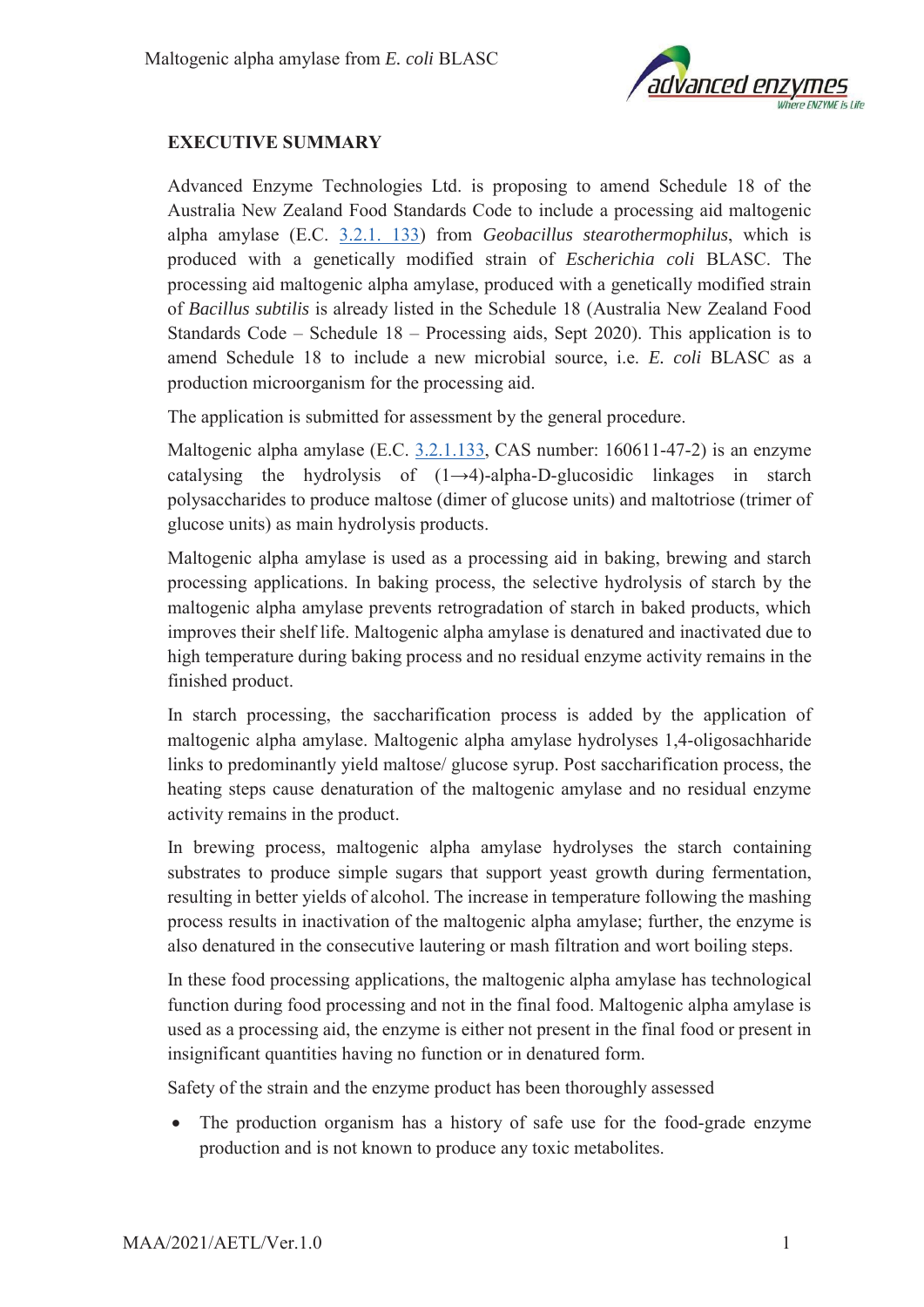## EXECUTIVE SUMMARY

Advanced Enzyme Technologies Ltd. is proposing to amend Schedule 18 of the Australia New Zealand Food Standards Code to include a processing aid maltogenic alpha amylase (E.C. 3.2.1. 133) from *Geobacillus stearothermophilus*, which is produced with a genetically modified strain of *Escherichia coli* BLASC. The processing aid maltogenic alpha amylase, produced with a genetically modified strain of *Bacillus subtilis* is already listed in the Schedule 18 (Australia New Zealand Food Standards Code – Schedule 18 – Processing aids, Sept 2020). This application is to amend Schedule 18 to include a new microbial source, i.e. *E. coli* BLASC as a production microorganism for the processing aid.

The application is submitted for assessment by the general procedure.

Maltogenic alpha amylase (E.C. 3.2.1.133, CAS number: 160611-47-2) is an enzyme catalysing the hydrolysis of (1→4)-alpha-D-glucosidic linkages in starch polysaccharides to produce maltose (dimer of glucose units) and maltotriose (trimer of glucose units) as main hydrolysis products.

Maltogenic alpha amylase is used as a processing aid in baking, brewing and starch processing applications. In baking process, the selective hydrolysis of starch by the maltogenic alpha amylase prevents retrogradation of starch in baked products, which improves their shelf life. Maltogenic alpha amylase is denatured and inactivated due to high temperature during baking process and no residual enzyme activity remains in the finished product.

In starch processing, the saccharification process is added by the application of maltogenic alpha amylase. Maltogenic alpha amylase hydrolyses 1,4-oligosachharide links to predominantly yield maltose/ glucose syrup. Post saccharification process, the heating steps cause denaturation of the maltogenic amylase and no residual enzyme activity remains in the product.

In brewing process, maltogenic alpha amylase hydrolyses the starch containing substrates to produce simple sugars that support yeast growth during fermentation, resulting in better yields of alcohol. The increase in temperature following the mashing process results in inactivation of the maltogenic alpha amylase; further, the enzyme is also denatured in the consecutive lautering or mash filtration and wort boiling steps.

In these food processing applications, the maltogenic alpha amylase has technological function during food processing and not in the final food. Maltogenic alpha amylase is used as a processing aid, the enzyme is either not present in the final food or present in insignificant quantities having no function or in denatured form.

Safety of the strain and the enzyme product has been thoroughly assessed

- The production organism has a history of safe use for the food-grade enzyme production and is not known to produce any toxic metabolites.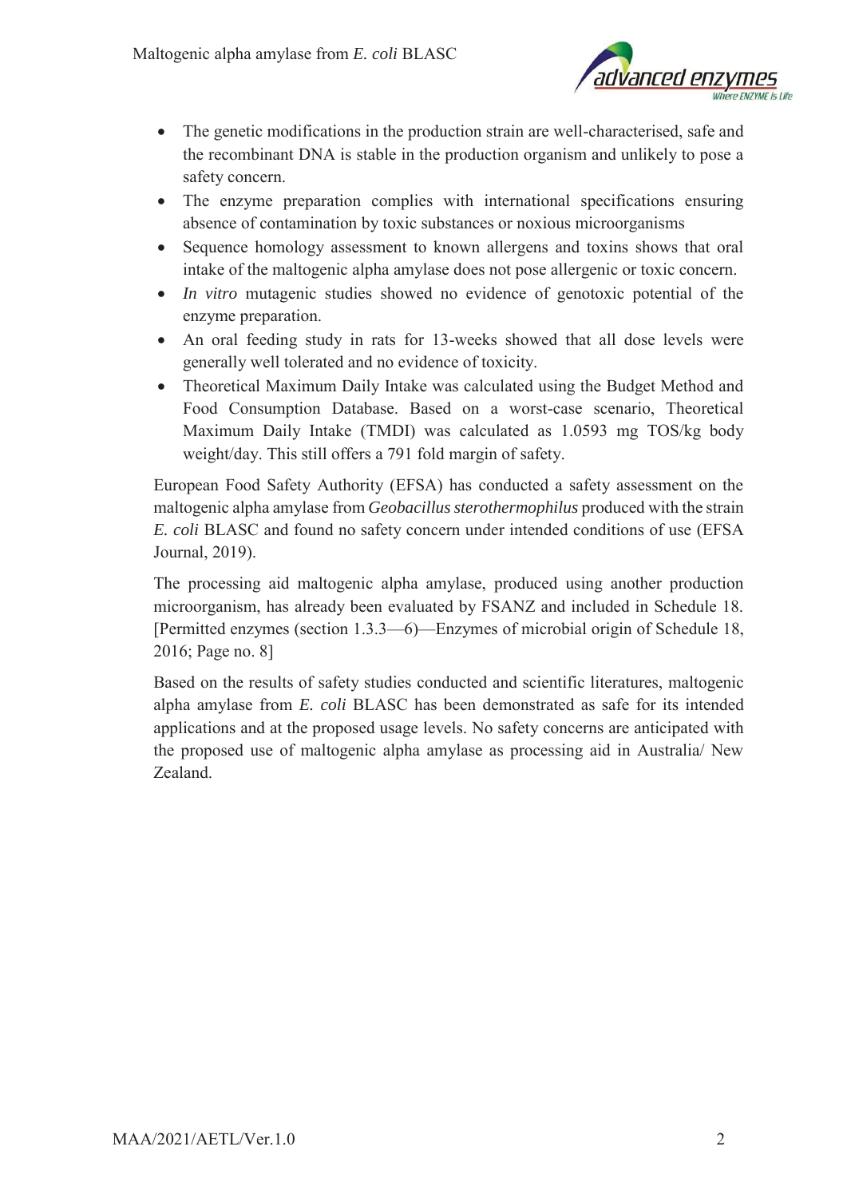- The genetic modifications in the production strain are well-characterised, safe and the recombinant DNA is stable in the production organism and unlikely to pose a safety concern.
- The enzyme preparation complies with international specifications ensuring absence of contamination by toxic substances or noxious microorganisms
- Sequence homology assessment to known allergens and toxins shows that oral intake of the maltogenic alpha amylase does not pose allergenic or toxic concern.
- *In vitro* mutagenic studies showed no evidence of genotoxic potential of the enzyme preparation.
- An oral feeding study in rats for 13-weeks showed that all dose levels were generally well tolerated and no evidence of toxicity.
- Theoretical Maximum Daily Intake was calculated using the Budget Method and Food Consumption Database. Based on a worst-case scenario, Theoretical Maximum Daily Intake (TMDI) was calculated as 1.0593 mg TOS/kg body weight/day. This still offers a 791 fold margin of safety.

European Food Safety Authority (EFSA) has conducted a safety assessment on the maltogenic alpha amylase from *Geobacillus sterothermophilus* produced with the strain *E. coli* BLASC and found no safety concern under intended conditions of use (EFSA Journal, 2019).

The processing aid maltogenic alpha amylase, produced using another production microorganism, has already been evaluated by FSANZ and included in Schedule 18. [Permitted enzymes (section 1.3.3—6)—Enzymes of microbial origin of Schedule 18, 2016; Page no. 8]

Based on the results of safety studies conducted and scientific literatures, maltogenic alpha amylase from *E. coli* BLASC has been demonstrated as safe for its intended applications and at the proposed usage levels. No safety concerns are anticipated with the proposed use of maltogenic alpha amylase as processing aid in Australia/ New Zealand.